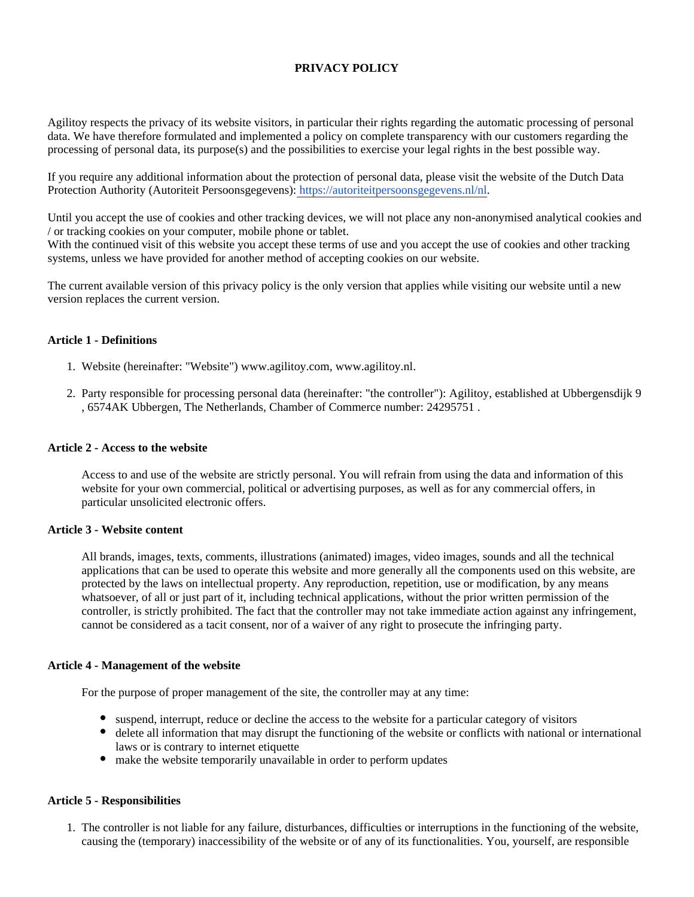# PRIVACY POLICY

Agilitoy respects the privacy of its website visitors, in particular their rights regarding the automatic processing of personal data. We have therefore formulated and implemented a policy on complete transparency with our customers regarding the processing of personal data, its purpose(s) and the possibilities to exercise your legal rights in the best possible way.

If you require any additional information about the protection of personal data, please visit the website of the Dutch Data Protection Authority (Autoriteit Persoonsgegevens): [https://autoriteitpersoonsgegevens.nl/nl](https://autoriteitpersoonsgegevens.nl/nl).

Until you accept the use of cookies and other tracking devices, we will not place any non-anonymised analytical cookies and / or tracking cookies on your computer, mobile phone or tablet.
With the continued visit of this website you accept these terms of use and you accept the use of cookies and other tracking systems, unless we have provided for another method of accepting cookies on our website.

The current available version of this privacy policy is the only version that applies while visiting our website until a new version replaces the current version.

### Article 1 - Definitions

1. Website (hereinafter: "Website") www.agilitoy.com, www.agilitoy.nl.
2. Party responsible for processing personal data (hereinafter: "the controller"): Agilitoy, established at Ubbergensdijk 9 , 6574AK Ubbergen, The Netherlands, Chamber of Commerce number: 24295751 .

### Article 2 - Access to the website

Access to and use of the website are strictly personal. You will refrain from using the data and information of this website for your own commercial, political or advertising purposes, as well as for any commercial offers, in particular unsolicited electronic offers.

### Article 3 - Website content

All brands, images, texts, comments, illustrations (animated) images, video images, sounds and all the technical applications that can be used to operate this website and more generally all the components used on this website, are protected by the laws on intellectual property. Any reproduction, repetition, use or modification, by any means whatsoever, of all or just part of it, including technical applications, without the prior written permission of the controller, is strictly prohibited. The fact that the controller may not take immediate action against any infringement, cannot be considered as a tacit consent, nor of a waiver of any right to prosecute the infringing party.

### Article 4 - Management of the website

For the purpose of proper management of the site, the controller may at any time:

- suspend, interrupt, reduce or decline the access to the website for a particular category of visitors
- delete all information that may disrupt the functioning of the website or conflicts with national or international laws or is contrary to internet etiquette
- make the website temporarily unavailable in order to perform updates

### Article 5 - Responsibilities

1. The controller is not liable for any failure, disturbances, difficulties or interruptions in the functioning of the website, causing the (temporary) inaccessibility of the website or of any of its functionalities. You, yourself, are responsible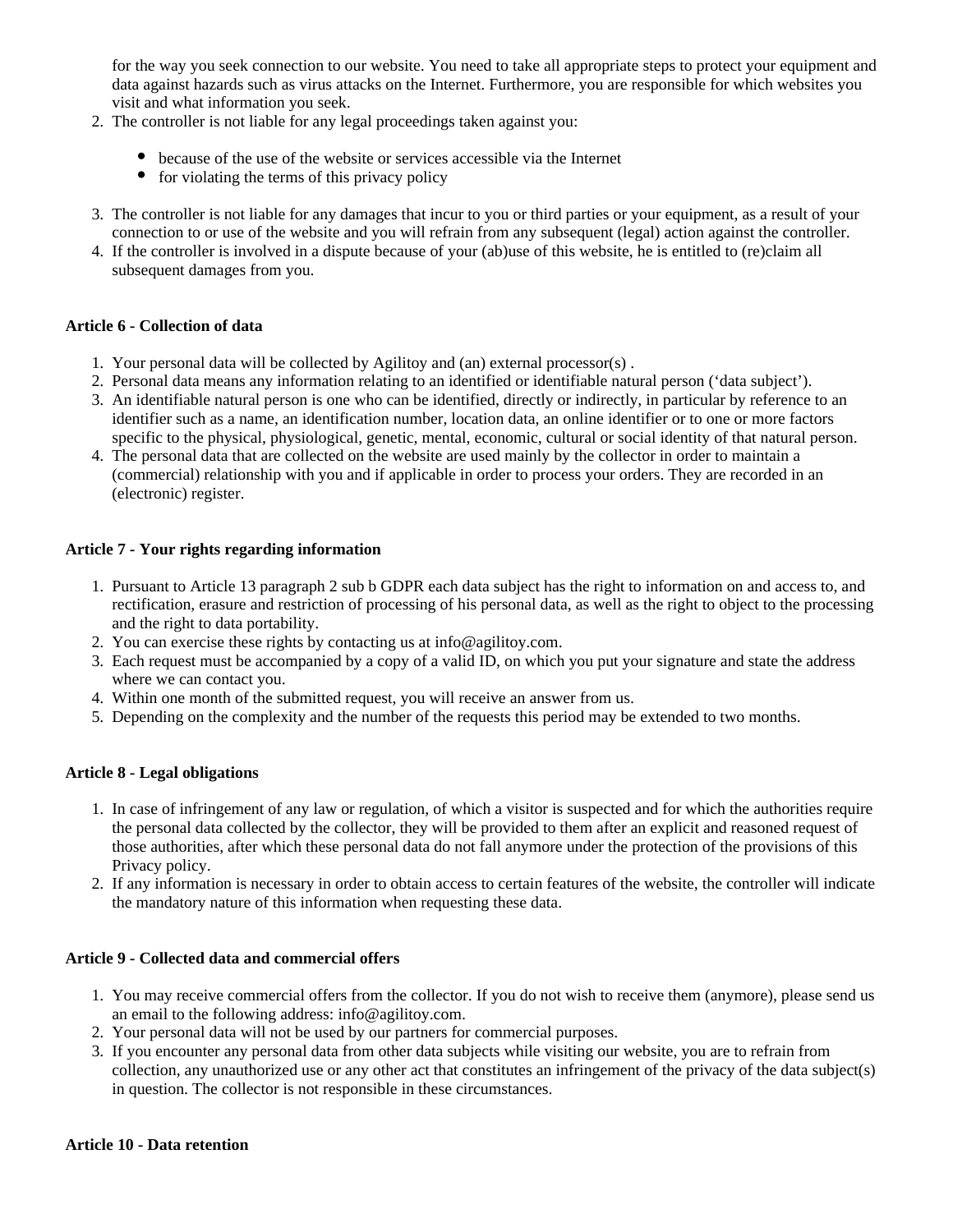for the way you seek connection to our website. You need to take all appropriate steps to protect your equipment and data against hazards such as virus attacks on the Internet. Furthermore, you are responsible for which websites you visit and what information you seek.

2. The controller is not liable for any legal proceedings taken against you:
   - because of the use of the website or services accessible via the Internet
   - for violating the terms of this privacy policy
3. The controller is not liable for any damages that incur to you or third parties or your equipment, as a result of your connection to or use of the website and you will refrain from any subsequent (legal) action against the controller.
4. If the controller is involved in a dispute because of your (ab)use of this website, he is entitled to (re)claim all subsequent damages from you.

**Article 6 - Collection of data**

1. Your personal data will be collected by Agilitoy and (an) external processor(s) .
2. Personal data means any information relating to an identified or identifiable natural person ('data subject').
3. An identifiable natural person is one who can be identified, directly or indirectly, in particular by reference to an identifier such as a name, an identification number, location data, an online identifier or to one or more factors specific to the physical, physiological, genetic, mental, economic, cultural or social identity of that natural person.
4. The personal data that are collected on the website are used mainly by the collector in order to maintain a (commercial) relationship with you and if applicable in order to process your orders. They are recorded in an (electronic) register.

**Article 7 - Your rights regarding information**

1. Pursuant to Article 13 paragraph 2 sub b GDPR each data subject has the right to information on and access to, and rectification, erasure and restriction of processing of his personal data, as well as the right to object to the processing and the right to data portability.
2. You can exercise these rights by contacting us at info@agilitoy.com.
3. Each request must be accompanied by a copy of a valid ID, on which you put your signature and state the address where we can contact you.
4. Within one month of the submitted request, you will receive an answer from us.
5. Depending on the complexity and the number of the requests this period may be extended to two months.

**Article 8 - Legal obligations**

1. In case of infringement of any law or regulation, of which a visitor is suspected and for which the authorities require the personal data collected by the collector, they will be provided to them after an explicit and reasoned request of those authorities, after which these personal data do not fall anymore under the protection of the provisions of this Privacy policy.
2. If any information is necessary in order to obtain access to certain features of the website, the controller will indicate the mandatory nature of this information when requesting these data.

**Article 9 - Collected data and commercial offers**

1. You may receive commercial offers from the collector. If you do not wish to receive them (anymore), please send us an email to the following address: info@agilitoy.com.
2. Your personal data will not be used by our partners for commercial purposes.
3. If you encounter any personal data from other data subjects while visiting our website, you are to refrain from collection, any unauthorized use or any other act that constitutes an infringement of the privacy of the data subject(s) in question. The collector is not responsible in these circumstances.

**Article 10 - Data retention**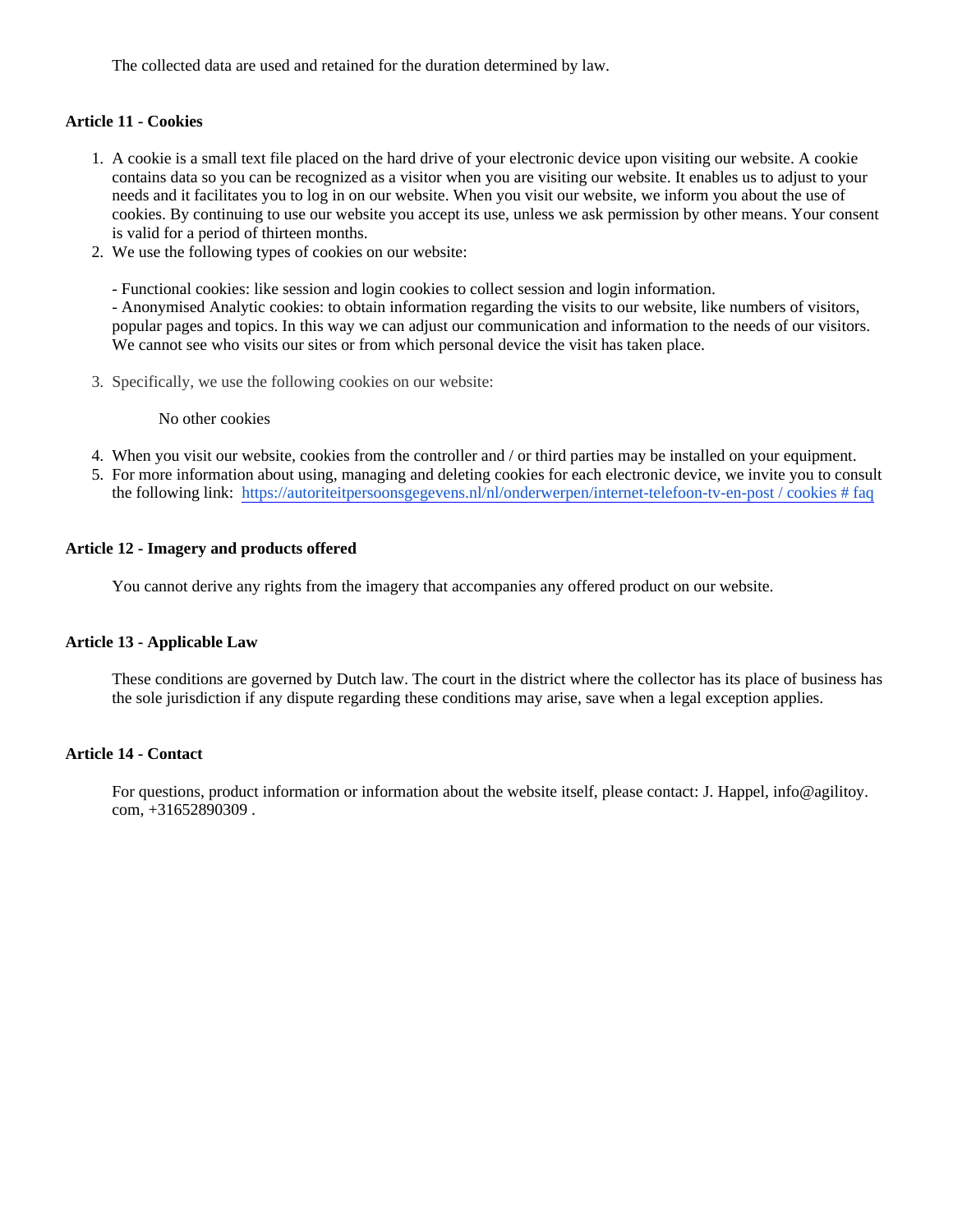The collected data are used and retained for the duration determined by law.

**Article 11 - Cookies**

1. A cookie is a small text file placed on the hard drive of your electronic device upon visiting our website. A cookie contains data so you can be recognized as a visitor when you are visiting our website. It enables us to adjust to your needs and it facilitates you to log in on our website. When you visit our website, we inform you about the use of cookies. By continuing to use our website you accept its use, unless we ask permission by other means. Your consent is valid for a period of thirteen months.
2. We use the following types of cookies on our website:

   - Functional cookies: like session and login cookies to collect session and login information.
   - Anonymised Analytic cookies: to obtain information regarding the visits to our website, like numbers of visitors, popular pages and topics. In this way we can adjust our communication and information to the needs of our visitors. We cannot see who visits our sites or from which personal device the visit has taken place.

3. Specifically, we use the following cookies on our website:

   No other cookies

4. When you visit our website, cookies from the controller and / or third parties may be installed on your equipment.
5. For more information about using, managing and deleting cookies for each electronic device, we invite you to consult the following link: https://autoriteitpersoonsgegevens.nl/nl/onderwerpen/internet-telefoon-tv-en-post / cookies # faq

**Article 12 - Imagery and products offered**

You cannot derive any rights from the imagery that accompanies any offered product on our website.

**Article 13 - Applicable Law**

These conditions are governed by Dutch law. The court in the district where the collector has its place of business has the sole jurisdiction if any dispute regarding these conditions may arise, save when a legal exception applies.

**Article 14 - Contact**

For questions, product information or information about the website itself, please contact: J. Happel, info@agilitoy.com, +31652890309 .